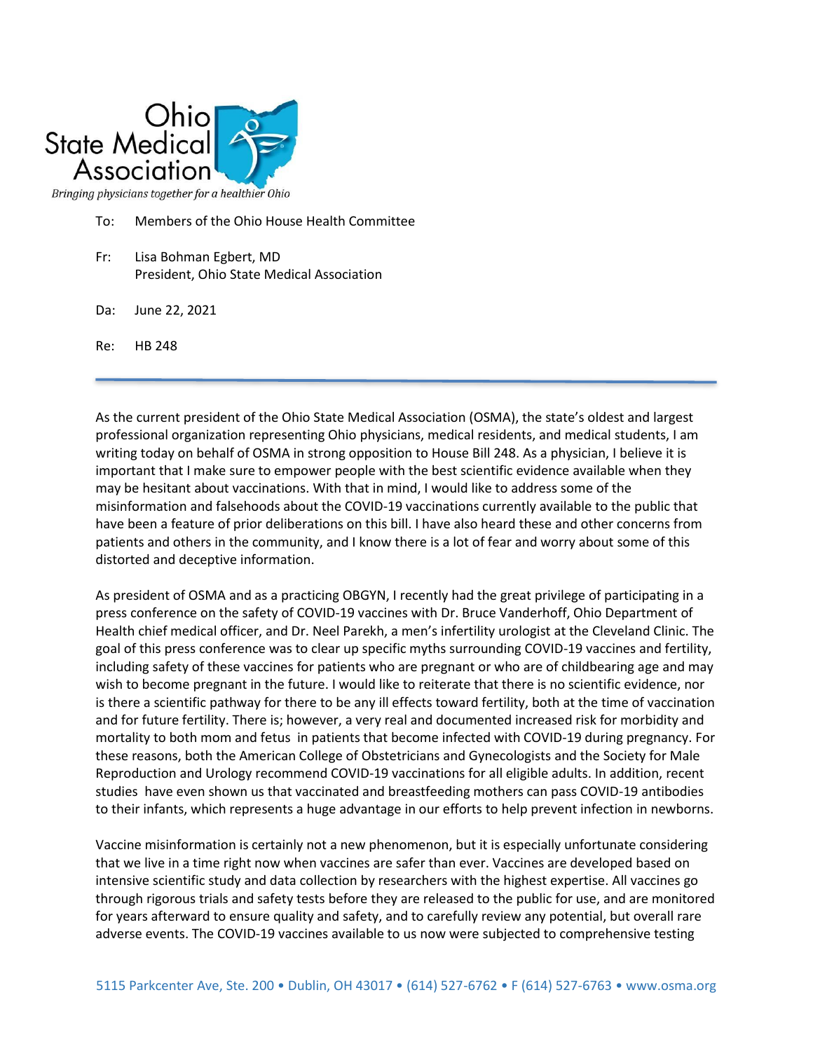Ohio State Medical Association

*Bringing physicians together for a healthier Ohio*

To: Members of the Ohio House Health Committee

Fr: Lisa Bohman Egbert, MD
President, Ohio State Medical Association

Da: June 22, 2021

Re: HB 248

---

As the current president of the Ohio State Medical Association (OSMA), the state's oldest and largest professional organization representing Ohio physicians, medical residents, and medical students, I am writing today on behalf of OSMA in strong opposition to House Bill 248. As a physician, I believe it is important that I make sure to empower people with the best scientific evidence available when they may be hesitant about vaccinations. With that in mind, I would like to address some of the misinformation and falsehoods about the COVID-19 vaccinations currently available to the public that have been a feature of prior deliberations on this bill. I have also heard these and other concerns from patients and others in the community, and I know there is a lot of fear and worry about some of this distorted and deceptive information.

As president of OSMA and as a practicing OBGYN, I recently had the great privilege of participating in a press conference on the safety of COVID-19 vaccines with Dr. Bruce Vanderhoff, Ohio Department of Health chief medical officer, and Dr. Neel Parekh, a men's infertility urologist at the Cleveland Clinic. The goal of this press conference was to clear up specific myths surrounding COVID-19 vaccines and fertility, including safety of these vaccines for patients who are pregnant or who are of childbearing age and may wish to become pregnant in the future. I would like to reiterate that there is no scientific evidence, nor is there a scientific pathway for there to be any ill effects toward fertility, both at the time of vaccination and for future fertility. There is; however, a very real and documented increased risk for morbidity and mortality to both mom and fetus in patients that become infected with COVID-19 during pregnancy. For these reasons, both the American College of Obstetricians and Gynecologists and the Society for Male Reproduction and Urology recommend COVID-19 vaccinations for all eligible adults. In addition, recent studies have even shown us that vaccinated and breastfeeding mothers can pass COVID-19 antibodies to their infants, which represents a huge advantage in our efforts to help prevent infection in newborns.

Vaccine misinformation is certainly not a new phenomenon, but it is especially unfortunate considering that we live in a time right now when vaccines are safer than ever. Vaccines are developed based on intensive scientific study and data collection by researchers with the highest expertise. All vaccines go through rigorous trials and safety tests before they are released to the public for use, and are monitored for years afterward to ensure quality and safety, and to carefully review any potential, but overall rare adverse events. The COVID-19 vaccines available to us now were subjected to comprehensive testing

5115 Parkcenter Ave, Ste. 200 • Dublin, OH 43017 • (614) 527-6762 • F (614) 527-6763 • www.osma.org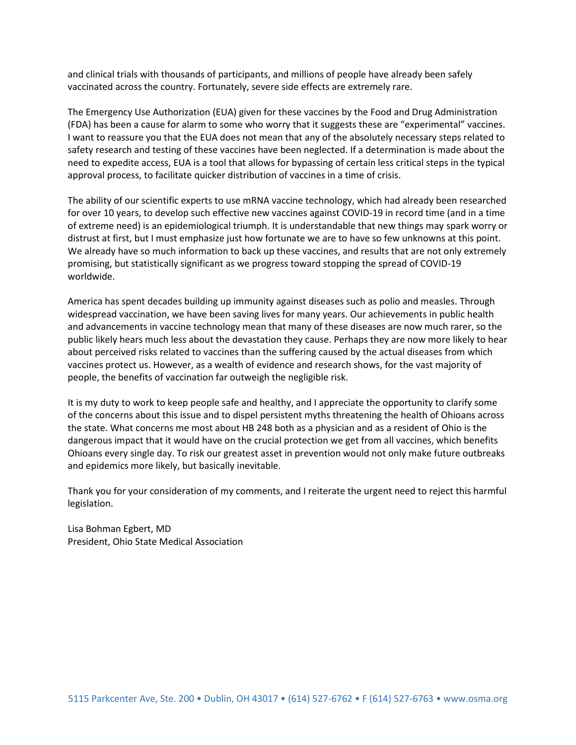and clinical trials with thousands of participants, and millions of people have already been safely vaccinated across the country. Fortunately, severe side effects are extremely rare.

The Emergency Use Authorization (EUA) given for these vaccines by the Food and Drug Administration (FDA) has been a cause for alarm to some who worry that it suggests these are "experimental" vaccines. I want to reassure you that the EUA does not mean that any of the absolutely necessary steps related to safety research and testing of these vaccines have been neglected. If a determination is made about the need to expedite access, EUA is a tool that allows for bypassing of certain less critical steps in the typical approval process, to facilitate quicker distribution of vaccines in a time of crisis.

The ability of our scientific experts to use mRNA vaccine technology, which had already been researched for over 10 years, to develop such effective new vaccines against COVID-19 in record time (and in a time of extreme need) is an epidemiological triumph. It is understandable that new things may spark worry or distrust at first, but I must emphasize just how fortunate we are to have so few unknowns at this point. We already have so much information to back up these vaccines, and results that are not only extremely promising, but statistically significant as we progress toward stopping the spread of COVID-19 worldwide.

America has spent decades building up immunity against diseases such as polio and measles. Through widespread vaccination, we have been saving lives for many years. Our achievements in public health and advancements in vaccine technology mean that many of these diseases are now much rarer, so the public likely hears much less about the devastation they cause. Perhaps they are now more likely to hear about perceived risks related to vaccines than the suffering caused by the actual diseases from which vaccines protect us. However, as a wealth of evidence and research shows, for the vast majority of people, the benefits of vaccination far outweigh the negligible risk.

It is my duty to work to keep people safe and healthy, and I appreciate the opportunity to clarify some of the concerns about this issue and to dispel persistent myths threatening the health of Ohioans across the state. What concerns me most about HB 248 both as a physician and as a resident of Ohio is the dangerous impact that it would have on the crucial protection we get from all vaccines, which benefits Ohioans every single day. To risk our greatest asset in prevention would not only make future outbreaks and epidemics more likely, but basically inevitable.

Thank you for your consideration of my comments, and I reiterate the urgent need to reject this harmful legislation.

Lisa Bohman Egbert, MD
President, Ohio State Medical Association

5115 Parkcenter Ave, Ste. 200 • Dublin, OH 43017 • (614) 527-6762 • F (614) 527-6763 • www.osma.org